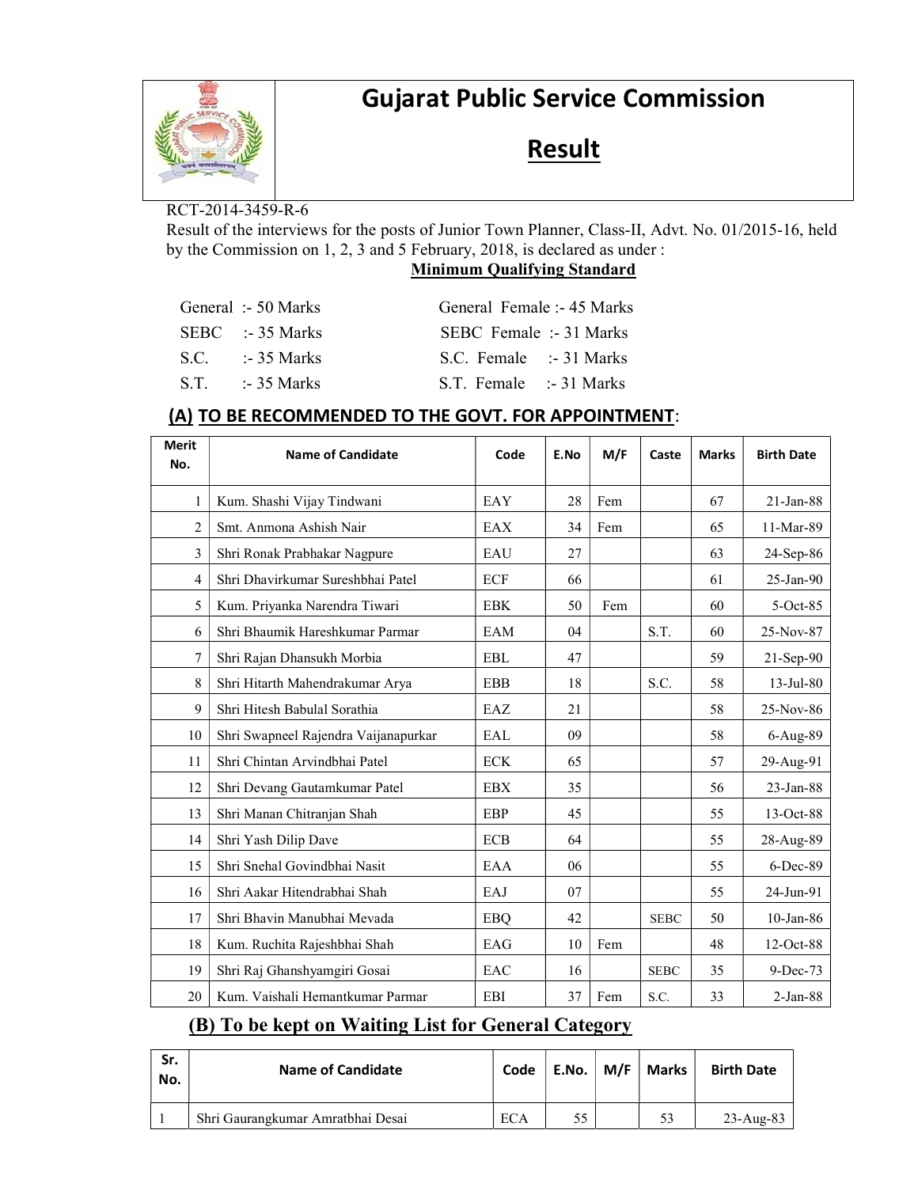# Gujarat Public Service Commission

## Result

RCT-2014-3459-R-6

Result of the interviews for the posts of Junior Town Planner, Class-II, Advt. No. 01/2015-16, held by the Commission on 1, 2, 3 and 5 February, 2018, is declared as under :

**Minimum Qualifying Standard**

| | |
|---|---|
| General :- 50 Marks | General Female :- 45 Marks |
| SEBC :- 35 Marks | SEBC Female :- 31 Marks |
| S.C. :- 35 Marks | S.C. Female :- 31 Marks |
| S.T. :- 35 Marks | S.T. Female :- 31 Marks |

### (A) TO BE RECOMMENDED TO THE GOVT. FOR APPOINTMENT:

| Merit No. | Name of Candidate | Code | E.No | M/F | Caste | Marks | Birth Date |
|---|---|---|---|---|---|---|---|
| 1 | Kum. Shashi Vijay Tindwani | EAY | 28 | Fem | | 67 | 21-Jan-88 |
| 2 | Smt. Anmona Ashish Nair | EAX | 34 | Fem | | 65 | 11-Mar-89 |
| 3 | Shri Ronak Prabhakar Nagpure | EAU | 27 | | | 63 | 24-Sep-86 |
| 4 | Shri Dhavirkumar Sureshbhai Patel | ECF | 66 | | | 61 | 25-Jan-90 |
| 5 | Kum. Priyanka Narendra Tiwari | EBK | 50 | Fem | | 60 | 5-Oct-85 |
| 6 | Shri Bhaumik Hareshkumar Parmar | EAM | 04 | | S.T. | 60 | 25-Nov-87 |
| 7 | Shri Rajan Dhansukh Morbia | EBL | 47 | | | 59 | 21-Sep-90 |
| 8 | Shri Hitarth Mahendrakumar Arya | EBB | 18 | | S.C. | 58 | 13-Jul-80 |
| 9 | Shri Hitesh Babulal Sorathia | EAZ | 21 | | | 58 | 25-Nov-86 |
| 10 | Shri Swapneel Rajendra Vaijanapurkar | EAL | 09 | | | 58 | 6-Aug-89 |
| 11 | Shri Chintan Arvindbhai Patel | ECK | 65 | | | 57 | 29-Aug-91 |
| 12 | Shri Devang Gautamkumar Patel | EBX | 35 | | | 56 | 23-Jan-88 |
| 13 | Shri Manan Chitranjan Shah | EBP | 45 | | | 55 | 13-Oct-88 |
| 14 | Shri Yash Dilip Dave | ECB | 64 | | | 55 | 28-Aug-89 |
| 15 | Shri Snehal Govindbhai Nasit | EAA | 06 | | | 55 | 6-Dec-89 |
| 16 | Shri Aakar Hitendrabhai Shah | EAJ | 07 | | | 55 | 24-Jun-91 |
| 17 | Shri Bhavin Manubhai Mevada | EBQ | 42 | | SEBC | 50 | 10-Jan-86 |
| 18 | Kum. Ruchita Rajeshbhai Shah | EAG | 10 | Fem | | 48 | 12-Oct-88 |
| 19 | Shri Raj Ghanshyamgiri Gosai | EAC | 16 | | SEBC | 35 | 9-Dec-73 |
| 20 | Kum. Vaishali Hemantkumar Parmar | EBI | 37 | Fem | S.C. | 33 | 2-Jan-88 |

### (B) To be kept on Waiting List for General Category

| Sr. No. | Name of Candidate | Code | E.No. | M/F | Marks | Birth Date |
|---|---|---|---|---|---|---|
| 1 | Shri Gaurangkumar Amratbhai Desai | ECA | 55 | | 53 | 23-Aug-83 |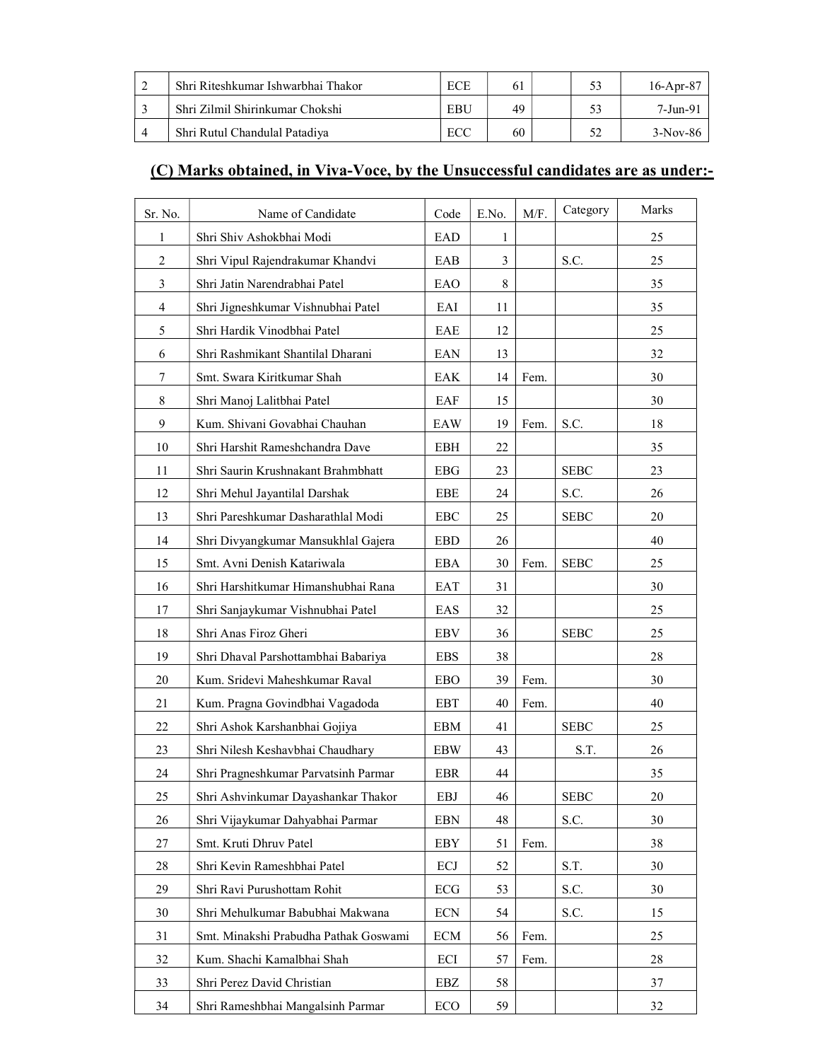| 2 | Shri Riteshkumar Ishwarbhai Thakor | ECE | 61 | | 53 | 16-Apr-87 |
|---|---|---|---|---|---|---|
| 3 | Shri Zilmil Shirinkumar Chokshi | EBU | 49 | | 53 | 7-Jun-91 |
| 4 | Shri Rutul Chandulal Patadiya | ECC | 60 | | 52 | 3-Nov-86 |

## (C) Marks obtained, in Viva-Voce, by the Unsuccessful candidates are as under:-

| Sr. No. | Name of Candidate | Code | E.No. | M/F. | Category | Marks |
|---|---|---|---|---|---|---|
| 1 | Shri Shiv Ashokbhai Modi | EAD | 1 | | | 25 |
| 2 | Shri Vipul Rajendrakumar Khandvi | EAB | 3 | | S.C. | 25 |
| 3 | Shri Jatin Narendrabhai Patel | EAO | 8 | | | 35 |
| 4 | Shri Jigneshkumar Vishnubhai Patel | EAI | 11 | | | 35 |
| 5 | Shri Hardik Vinodbhai Patel | EAE | 12 | | | 25 |
| 6 | Shri Rashmikant Shantilal Dharani | EAN | 13 | | | 32 |
| 7 | Smt. Swara Kiritkumar Shah | EAK | 14 | Fem. | | 30 |
| 8 | Shri Manoj Lalitbhai Patel | EAF | 15 | | | 30 |
| 9 | Kum. Shivani Govabhai Chauhan | EAW | 19 | Fem. | S.C. | 18 |
| 10 | Shri Harshit Rameshchandra Dave | EBH | 22 | | | 35 |
| 11 | Shri Saurin Krushnakant Brahmbhatt | EBG | 23 | | SEBC | 23 |
| 12 | Shri Mehul Jayantilal Darshak | EBE | 24 | | S.C. | 26 |
| 13 | Shri Pareshkumar Dasharathlal Modi | EBC | 25 | | SEBC | 20 |
| 14 | Shri Divyangkumar Mansukhlal Gajera | EBD | 26 | | | 40 |
| 15 | Smt. Avni Denish Katariwala | EBA | 30 | Fem. | SEBC | 25 |
| 16 | Shri Harshitkumar Himanshubhai Rana | EAT | 31 | | | 30 |
| 17 | Shri Sanjaykumar Vishnubhai Patel | EAS | 32 | | | 25 |
| 18 | Shri Anas Firoz Gheri | EBV | 36 | | SEBC | 25 |
| 19 | Shri Dhaval Parshottambhai Babariya | EBS | 38 | | | 28 |
| 20 | Kum. Sridevi Maheshkumar Raval | EBO | 39 | Fem. | | 30 |
| 21 | Kum. Pragna Govindbhai Vagadoda | EBT | 40 | Fem. | | 40 |
| 22 | Shri Ashok Karshanbhai Gojiya | EBM | 41 | | SEBC | 25 |
| 23 | Shri Nilesh Keshavbhai Chaudhary | EBW | 43 | | S.T. | 26 |
| 24 | Shri Pragneshkumar Parvatsinh Parmar | EBR | 44 | | | 35 |
| 25 | Shri Ashvinkumar Dayashankar Thakor | EBJ | 46 | | SEBC | 20 |
| 26 | Shri Vijaykumar Dahyabhai Parmar | EBN | 48 | | S.C. | 30 |
| 27 | Smt. Kruti Dhruv Patel | EBY | 51 | Fem. | | 38 |
| 28 | Shri Kevin Rameshbhai Patel | ECJ | 52 | | S.T. | 30 |
| 29 | Shri Ravi Purushottam Rohit | ECG | 53 | | S.C. | 30 |
| 30 | Shri Mehulkumar Babubhai Makwana | ECN | 54 | | S.C. | 15 |
| 31 | Smt. Minakshi Prabudha Pathak Goswami | ECM | 56 | Fem. | | 25 |
| 32 | Kum. Shachi Kamalbhai Shah | ECI | 57 | Fem. | | 28 |
| 33 | Shri Perez David Christian | EBZ | 58 | | | 37 |
| 34 | Shri Rameshbhai Mangalsinh Parmar | ECO | 59 | | | 32 |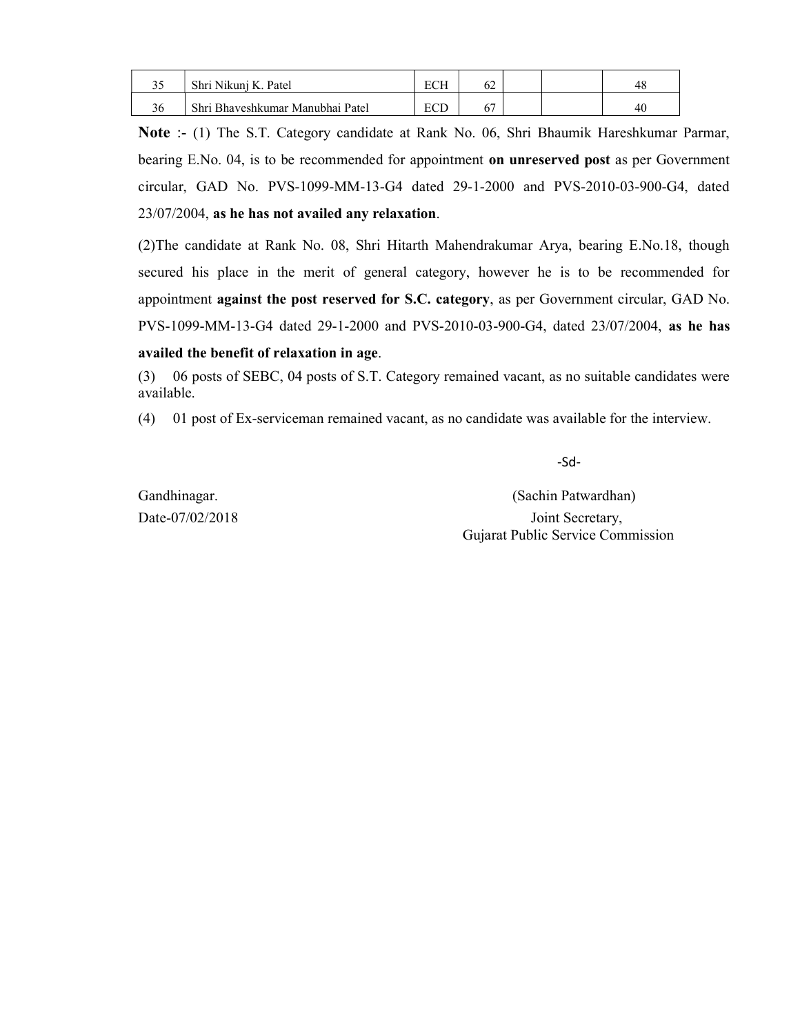| | | | | | | |
|---|---|---|---|---|---|---|
| 35 | Shri Nikunj K. Patel | ECH | 62 | | | 48 |
| 36 | Shri Bhaveshkumar Manubhai Patel | ECD | 67 | | | 40 |

**Note** :- (1) The S.T. Category candidate at Rank No. 06, Shri Bhaumik Hareshkumar Parmar, bearing E.No. 04, is to be recommended for appointment **on unreserved post** as per Government circular, GAD No. PVS-1099-MM-13-G4 dated 29-1-2000 and PVS-2010-03-900-G4, dated 23/07/2004, **as he has not availed any relaxation**.

(2)The candidate at Rank No. 08, Shri Hitarth Mahendrakumar Arya, bearing E.No.18, though secured his place in the merit of general category, however he is to be recommended for appointment **against the post reserved for S.C. category**, as per Government circular, GAD No. PVS-1099-MM-13-G4 dated 29-1-2000 and PVS-2010-03-900-G4, dated 23/07/2004, **as he has availed the benefit of relaxation in age**.

(3) 06 posts of SEBC, 04 posts of S.T. Category remained vacant, as no suitable candidates were available.

(4) 01 post of Ex-serviceman remained vacant, as no candidate was available for the interview.

-Sd-

(Sachin Patwardhan)
Joint Secretary,
Gujarat Public Service Commission

Gandhinagar.
Date-07/02/2018